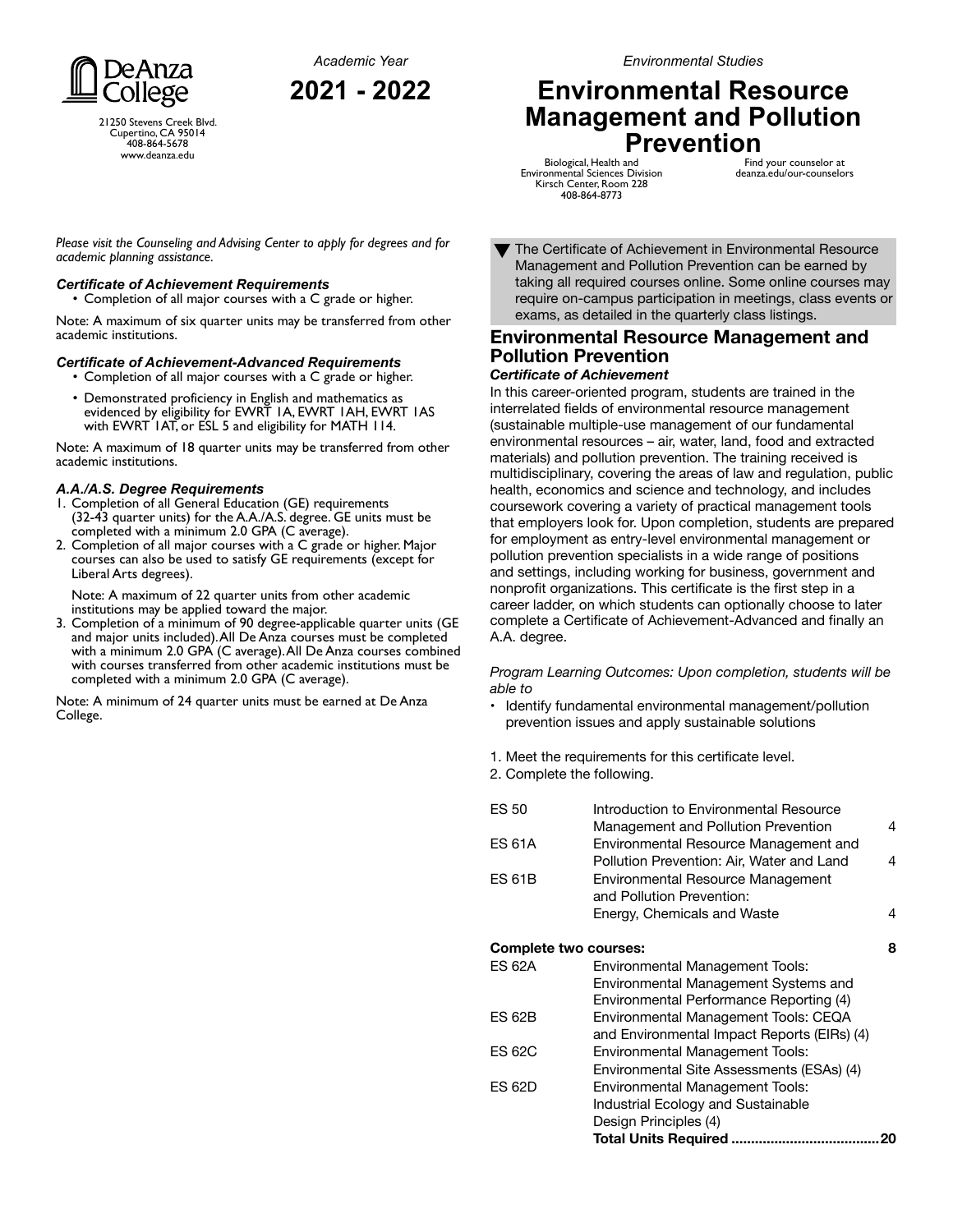De Anza College

21250 Stevens Creek Blvd.
Cupertino, CA 95014
408-864-5678
www.deanza.edu

*Academic Year*

**2021 - 2022**

*Environmental Studies*

# Environmental Resource Management and Pollution Prevention

Biological, Health and Environmental Sciences Division
Kirsch Center, Room 228
408-864-8773

Find your counselor at deanza.edu/our-counselors

*Please visit the Counseling and Advising Center to apply for degrees and for academic planning assistance.*

### *Certificate of Achievement Requirements*

- Completion of all major courses with a C grade or higher.

Note: A maximum of six quarter units may be transferred from other academic institutions.

### *Certificate of Achievement-Advanced Requirements*

- Completion of all major courses with a C grade or higher.
- Demonstrated proficiency in English and mathematics as evidenced by eligibility for EWRT 1A, EWRT 1AH, EWRT 1AS with EWRT 1AT, or ESL 5 and eligibility for MATH 114.

Note: A maximum of 18 quarter units may be transferred from other academic institutions.

### *A.A./A.S. Degree Requirements*

1. Completion of all General Education (GE) requirements (32-43 quarter units) for the A.A./A.S. degree. GE units must be completed with a minimum 2.0 GPA (C average).
2. Completion of all major courses with a C grade or higher. Major courses can also be used to satisfy GE requirements (except for Liberal Arts degrees).

   Note: A maximum of 22 quarter units from other academic institutions may be applied toward the major.
3. Completion of a minimum of 90 degree-applicable quarter units (GE and major units included). All De Anza courses must be completed with a minimum 2.0 GPA (C average). All De Anza courses combined with courses transferred from other academic institutions must be completed with a minimum 2.0 GPA (C average).

Note: A minimum of 24 quarter units must be earned at De Anza College.

▼ The Certificate of Achievement in Environmental Resource Management and Pollution Prevention can be earned by taking all required courses online. Some online courses may require on-campus participation in meetings, class events or exams, as detailed in the quarterly class listings.

## Environmental Resource Management and Pollution Prevention

***Certificate of Achievement***

In this career-oriented program, students are trained in the interrelated fields of environmental resource management (sustainable multiple-use management of our fundamental environmental resources – air, water, land, food and extracted materials) and pollution prevention. The training received is multidisciplinary, covering the areas of law and regulation, public health, economics and science and technology, and includes coursework covering a variety of practical management tools that employers look for. Upon completion, students are prepared for employment as entry-level environmental management or pollution prevention specialists in a wide range of positions and settings, including working for business, government and nonprofit organizations. This certificate is the first step in a career ladder, on which students can optionally choose to later complete a Certificate of Achievement-Advanced and finally an A.A. degree.

*Program Learning Outcomes: Upon completion, students will be able to*

- Identify fundamental environmental management/pollution prevention issues and apply sustainable solutions

1. Meet the requirements for this certificate level.
2. Complete the following.

| | | |
|---|---|---|
| ES 50 | Introduction to Environmental Resource Management and Pollution Prevention | 4 |
| ES 61A | Environmental Resource Management and Pollution Prevention: Air, Water and Land | 4 |
| ES 61B | Environmental Resource Management and Pollution Prevention: Energy, Chemicals and Waste | 4 |
| **Complete two courses:** | | **8** |
| ES 62A | Environmental Management Tools: Environmental Management Systems and Environmental Performance Reporting (4) | |
| ES 62B | Environmental Management Tools: CEQA and Environmental Impact Reports (EIRs) (4) | |
| ES 62C | Environmental Management Tools: Environmental Site Assessments (ESAs) (4) | |
| ES 62D | Environmental Management Tools: Industrial Ecology and Sustainable Design Principles (4) | |
| | **Total Units Required** | **20** |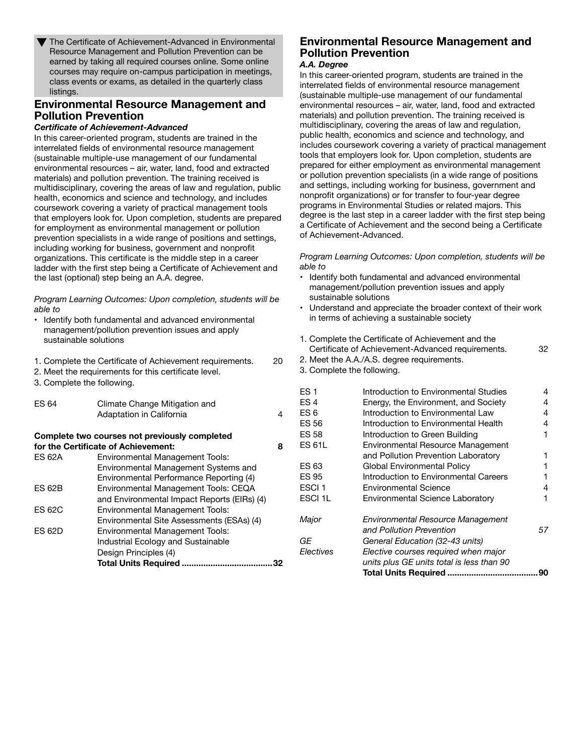▼ The Certificate of Achievement-Advanced in Environmental Resource Management and Pollution Prevention can be earned by taking all required courses online. Some online courses may require on-campus participation in meetings, class events or exams, as detailed in the quarterly class listings.

## Environmental Resource Management and Pollution Prevention

***Certificate of Achievement-Advanced***

In this career-oriented program, students are trained in the interrelated fields of environmental resource management (sustainable multiple-use management of our fundamental environmental resources – air, water, land, food and extracted materials) and pollution prevention. The training received is multidisciplinary, covering the areas of law and regulation, public health, economics and science and technology, and includes coursework covering a variety of practical management tools that employers look for. Upon completion, students are prepared for employment as environmental management or pollution prevention specialists in a wide range of positions and settings, including working for business, government and nonprofit organizations. This certificate is the middle step in a career ladder with the first step being a Certificate of Achievement and the last (optional) step being an A.A. degree.

*Program Learning Outcomes: Upon completion, students will be able to*

- Identify both fundamental and advanced environmental management/pollution prevention issues and apply sustainable solutions

1. Complete the Certificate of Achievement requirements. 20
2. Meet the requirements for this certificate level.
3. Complete the following.

| | | |
|---|---|---|
| ES 64 | Climate Change Mitigation and Adaptation in California | 4 |
| **Complete two courses not previously completed for the Certificate of Achievement:** | | **8** |
| ES 62A | Environmental Management Tools: Environmental Management Systems and Environmental Performance Reporting (4) | |
| ES 62B | Environmental Management Tools: CEQA and Environmental Impact Reports (EIRs) (4) | |
| ES 62C | Environmental Management Tools: Environmental Site Assessments (ESAs) (4) | |
| ES 62D | Environmental Management Tools: Industrial Ecology and Sustainable Design Principles (4) | |
| | **Total Units Required** | **32** |

## Environmental Resource Management and Pollution Prevention

***A.A. Degree***

In this career-oriented program, students are trained in the interrelated fields of environmental resource management (sustainable multiple-use management of our fundamental environmental resources – air, water, land, food and extracted materials) and pollution prevention. The training received is multidisciplinary, covering the areas of law and regulation, public health, economics and science and technology, and includes coursework covering a variety of practical management tools that employers look for. Upon completion, students are prepared for either employment as environmental management or pollution prevention specialists (in a wide range of positions and settings, including working for business, government and nonprofit organizations) or for transfer to four-year degree programs in Environmental Studies or related majors. This degree is the last step in a career ladder with the first step being a Certificate of Achievement and the second being a Certificate of Achievement-Advanced.

*Program Learning Outcomes: Upon completion, students will be able to*

- Identify both fundamental and advanced environmental management/pollution prevention issues and apply sustainable solutions
- Understand and appreciate the broader context of their work in terms of achieving a sustainable society

1. Complete the Certificate of Achievement and the Certificate of Achievement-Advanced requirements. 32
2. Meet the A.A./A.S. degree requirements.
3. Complete the following.

| | | |
|---|---|---|
| ES 1 | Introduction to Environmental Studies | 4 |
| ES 4 | Energy, the Environment, and Society | 4 |
| ES 6 | Introduction to Environmental Law | 4 |
| ES 56 | Introduction to Environmental Health | 4 |
| ES 58 | Introduction to Green Building | 1 |
| ES 61L | Environmental Resource Management and Pollution Prevention Laboratory | 1 |
| ES 63 | Global Environmental Policy | 1 |
| ES 95 | Introduction to Environmental Careers | 1 |
| ESCI 1 | Environmental Science | 4 |
| ESCI 1L | Environmental Science Laboratory | 1 |
| *Major* | *Environmental Resource Management and Pollution Prevention* | *57* |
| *GE* | *General Education (32-43 units)* | |
| *Electives* | *Elective courses required when major units plus GE units total is less than 90* | |
| | **Total Units Required** | **90** |